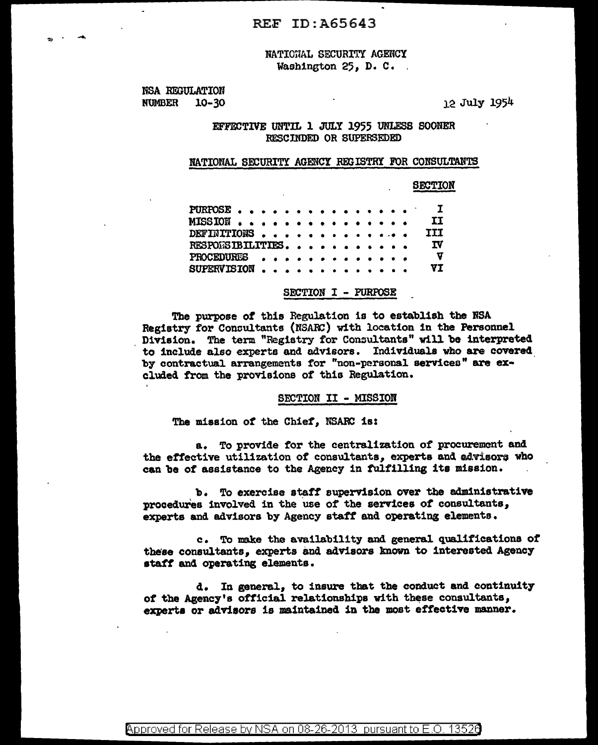REF ID:A65643

NATIONAL SECURITY AGENCY
Washington 25, D. C.

NSA REGULATION
NUMBER 10-30

12 July 1954

EFFECTIVE UNTIL 1 JULY 1955 UNLESS SOONER RESCINDED OR SUPERSEDED

## NATIONAL SECURITY AGENCY REGISTRY FOR CONSULTANTS

| | SECTION |
|---|---|
| PURPOSE . . . . . . . . . . . . . . . . | I |
| MISSION . . . . . . . . . . . . . . . . | II |
| DEFINITIONS . . . . . . . . . . . . . . | III |
| RESPONSIBILITIES. . . . . . . . . . . . | IV |
| PROCEDURES . . . . . . . . . . . . . . | V |
| SUPERVISION . . . . . . . . . . . . . . | VI |

### SECTION I - PURPOSE

The purpose of this Regulation is to establish the NSA Registry for Consultants (NSARC) with location in the Personnel Division. The term "Registry for Consultants" will be interpreted to include also experts and advisors. Individuals who are covered by contractual arrangements for "non-personal services" are excluded from the provisions of this Regulation.

### SECTION II - MISSION

The mission of the Chief, NSARC is:

a. To provide for the centralization of procurement and the effective utilization of consultants, experts and advisors who can be of assistance to the Agency in fulfilling its mission.

b. To exercise staff supervision over the administrative procedures involved in the use of the services of consultants, experts and advisors by Agency staff and operating elements.

c. To make the availability and general qualifications of these consultants, experts and advisors known to interested Agency staff and operating elements.

d. In general, to insure that the conduct and continuity of the Agency's official relationships with these consultants, experts or advisors is maintained in the most effective manner.

Approved for Release by NSA on 08-26-2013 pursuant to E.O. 13526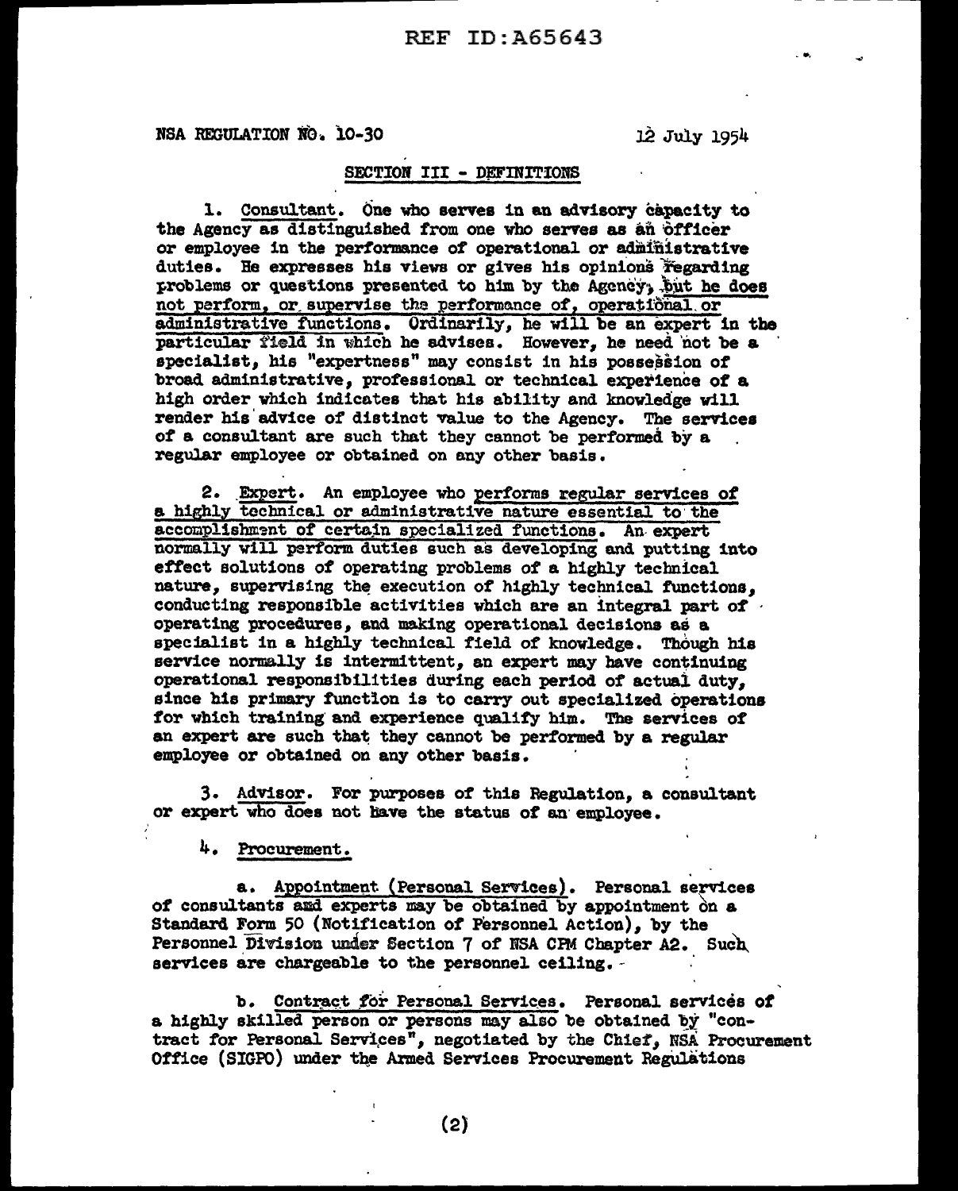NSA REGULATION NO. 10-30 12 July 1954

## SECTION III - DEFINITIONS

1. Consultant. One who serves in an advisory capacity to the Agency as distinguished from one who serves as an officer or employee in the performance of operational or administrative duties. He expresses his views or gives his opinions regarding problems or questions presented to him by the Agency, but he does not perform, or supervise the performance of, operational or administrative functions. Ordinarily, he will be an expert in the particular field in which he advises. However, he need not be a specialist, his "expertness" may consist in his possession of broad administrative, professional or technical experience of a high order which indicates that his ability and knowledge will render his advice of distinct value to the Agency. The services of a consultant are such that they cannot be performed by a regular employee or obtained on any other basis.

2. Expert. An employee who performs regular services of a highly technical or administrative nature essential to the accomplishment of certain specialized functions. An expert normally will perform duties such as developing and putting into effect solutions of operating problems of a highly technical nature, supervising the execution of highly technical functions, conducting responsible activities which are an integral part of operating procedures, and making operational decisions as a specialist in a highly technical field of knowledge. Though his service normally is intermittent, an expert may have continuing operational responsibilities during each period of actual duty, since his primary function is to carry out specialized operations for which training and experience qualify him. The services of an expert are such that they cannot be performed by a regular employee or obtained on any other basis.

3. Advisor. For purposes of this Regulation, a consultant or expert who does not have the status of an employee.

4. Procurement.

a. Appointment (Personal Services). Personal services of consultants and experts may be obtained by appointment on a Standard Form 50 (Notification of Personnel Action), by the Personnel Division under Section 7 of NSA CPM Chapter A2. Such services are chargeable to the personnel ceiling.

b. Contract for Personal Services. Personal services of a highly skilled person or persons may also be obtained by "contract for Personal Services", negotiated by the Chief, NSA Procurement Office (SIGPO) under the Armed Services Procurement Regulations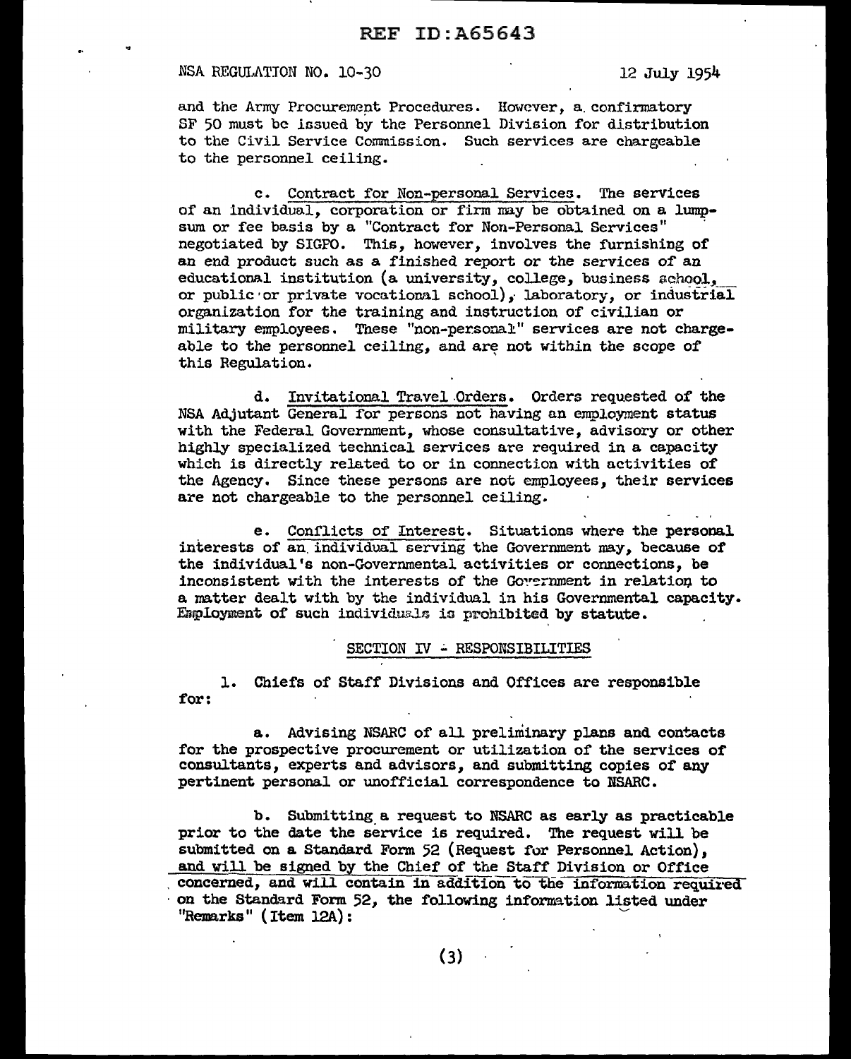and the Army Procurement Procedures. However, a confirmatory SF 50 must be issued by the Personnel Division for distribution to the Civil Service Commission. Such services are chargeable to the personnel ceiling.

c. Contract for Non-personal Services. The services of an individual, corporation or firm may be obtained on a lump-sum or fee basis by a "Contract for Non-Personal Services" negotiated by SIGPO. This, however, involves the furnishing of an end product such as a finished report or the services of an educational institution (a university, college, business school, or public or private vocational school), laboratory, or industrial organization for the training and instruction of civilian or military employees. These "non-personal" services are not chargeable to the personnel ceiling, and are not within the scope of this Regulation.

d. Invitational Travel Orders. Orders requested of the NSA Adjutant General for persons not having an employment status with the Federal Government, whose consultative, advisory or other highly specialized technical services are required in a capacity which is directly related to or in connection with activities of the Agency. Since these persons are not employees, their services are not chargeable to the personnel ceiling.

e. Conflicts of Interest. Situations where the personal interests of an individual serving the Government may, because of the individual's non-Governmental activities or connections, be inconsistent with the interests of the Government in relation to a matter dealt with by the individual in his Governmental capacity. Employment of such individuals is prohibited by statute.

## SECTION IV - RESPONSIBILITIES

1. Chiefs of Staff Divisions and Offices are responsible for:

a. Advising NSARC of all preliminary plans and contacts for the prospective procurement or utilization of the services of consultants, experts and advisors, and submitting copies of any pertinent personal or unofficial correspondence to NSARC.

b. Submitting a request to NSARC as early as practicable prior to the date the service is required. The request will be submitted on a Standard Form 52 (Request for Personnel Action), and will be signed by the Chief of the Staff Division or Office concerned, and will contain in addition to the information required on the Standard Form 52, the following information listed under "Remarks" (Item 12A):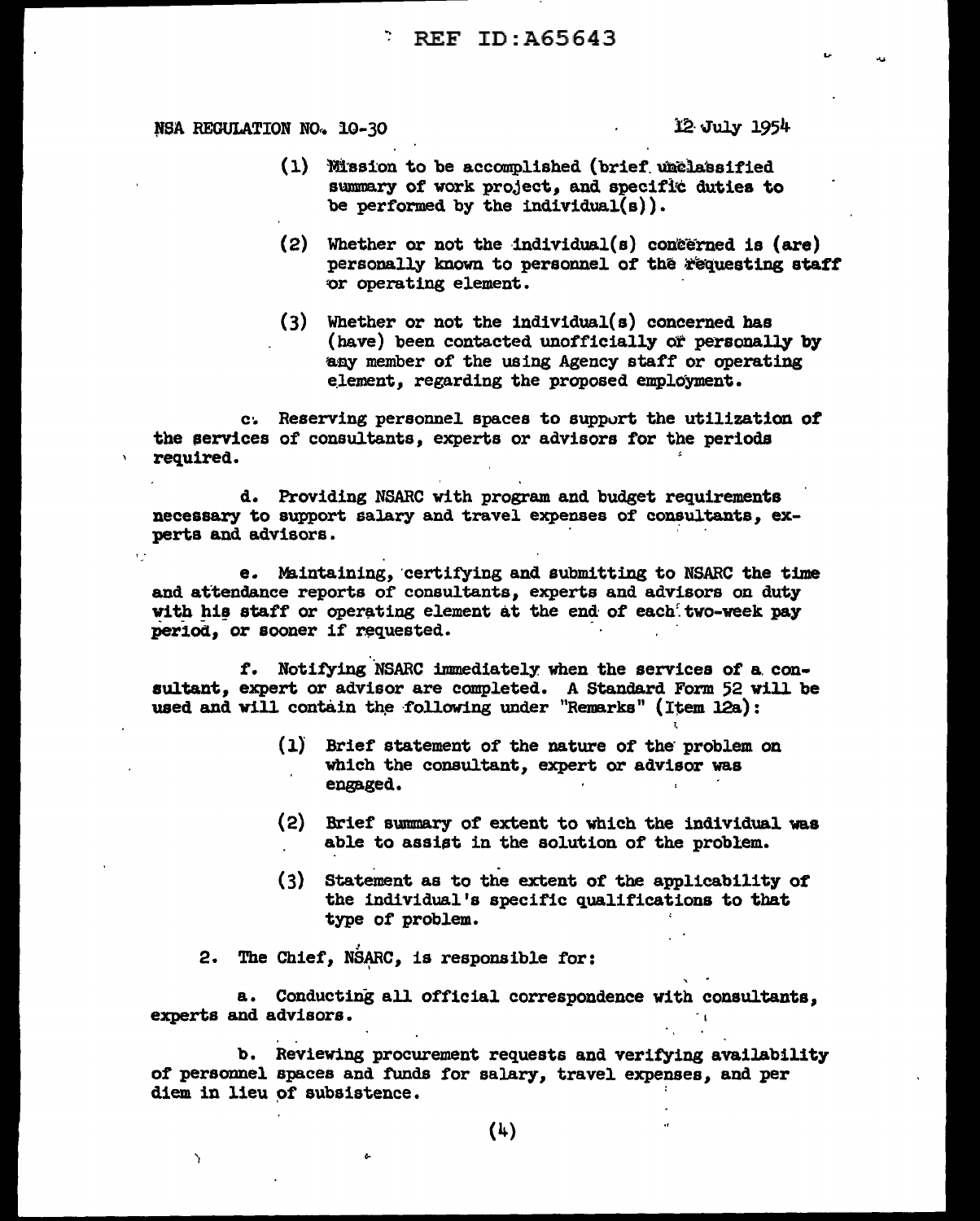(1) Mission to be accomplished (brief unclassified summary of work project, and specific duties to be performed by the individual(s)).

(2) Whether or not the individual(s) concerned is (are) personally known to personnel of the requesting staff or operating element.

(3) Whether or not the individual(s) concerned has (have) been contacted unofficially or personally by any member of the using Agency staff or operating element, regarding the proposed employment.

c. Reserving personnel spaces to support the utilization of the services of consultants, experts or advisors for the periods required.

d. Providing NSARC with program and budget requirements necessary to support salary and travel expenses of consultants, experts and advisors.

e. Maintaining, certifying and submitting to NSARC the time and attendance reports of consultants, experts and advisors on duty with his staff or operating element at the end of each two-week pay period, or sooner if requested.

f. Notifying NSARC immediately when the services of a consultant, expert or advisor are completed. A Standard Form 52 will be used and will contain the following under "Remarks" (Item 12a):

(1) Brief statement of the nature of the problem on which the consultant, expert or advisor was engaged.

(2) Brief summary of extent to which the individual was able to assist in the solution of the problem.

(3) Statement as to the extent of the applicability of the individual's specific qualifications to that type of problem.

2. The Chief, NSARC, is responsible for:

a. Conducting all official correspondence with consultants, experts and advisors.

b. Reviewing procurement requests and verifying availability of personnel spaces and funds for salary, travel expenses, and per diem in lieu of subsistence.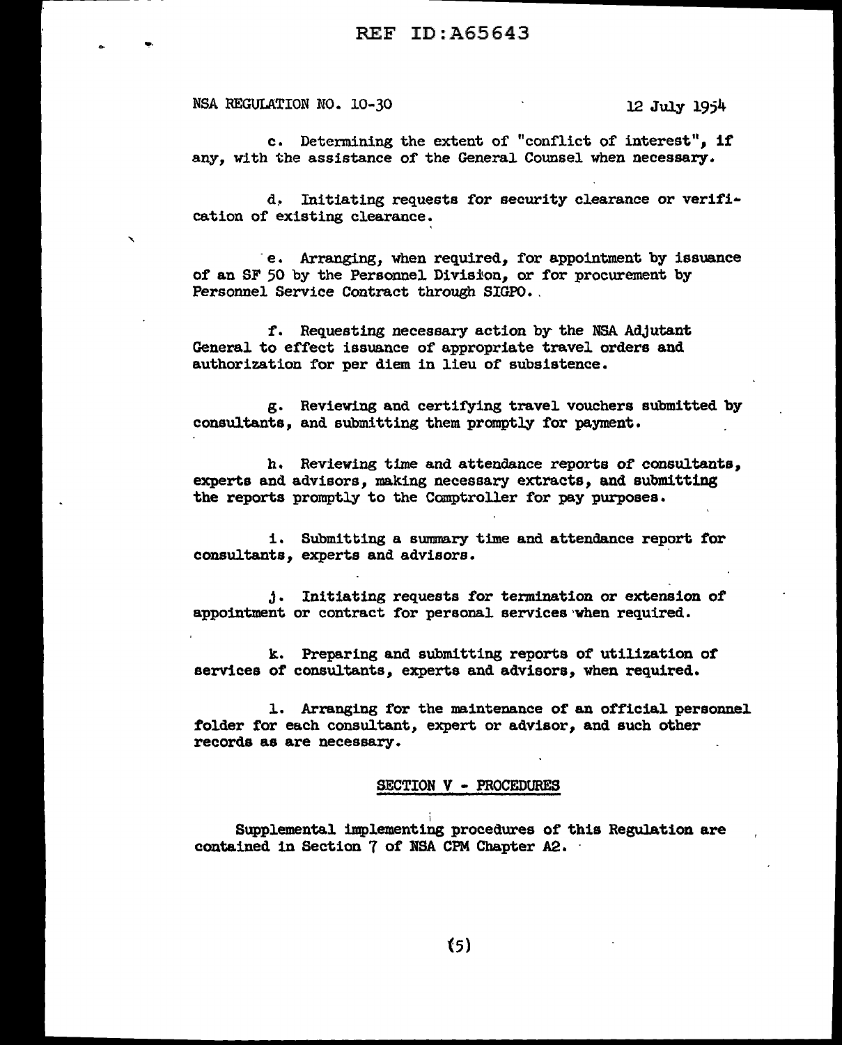c. Determining the extent of "conflict of interest", if any, with the assistance of the General Counsel when necessary.

d. Initiating requests for security clearance or verification of existing clearance.

e. Arranging, when required, for appointment by issuance of an SF 50 by the Personnel Division, or for procurement by Personnel Service Contract through SIGPO.

f. Requesting necessary action by the NSA Adjutant General to effect issuance of appropriate travel orders and authorization for per diem in lieu of subsistence.

g. Reviewing and certifying travel vouchers submitted by consultants, and submitting them promptly for payment.

h. Reviewing time and attendance reports of consultants, experts and advisors, making necessary extracts, and submitting the reports promptly to the Comptroller for pay purposes.

i. Submitting a summary time and attendance report for consultants, experts and advisors.

j. Initiating requests for termination or extension of appointment or contract for personal services when required.

k. Preparing and submitting reports of utilization of services of consultants, experts and advisors, when required.

l. Arranging for the maintenance of an official personnel folder for each consultant, expert or advisor, and such other records as are necessary.

## SECTION V - PROCEDURES

Supplemental implementing procedures of this Regulation are contained in Section 7 of NSA CPM Chapter A2.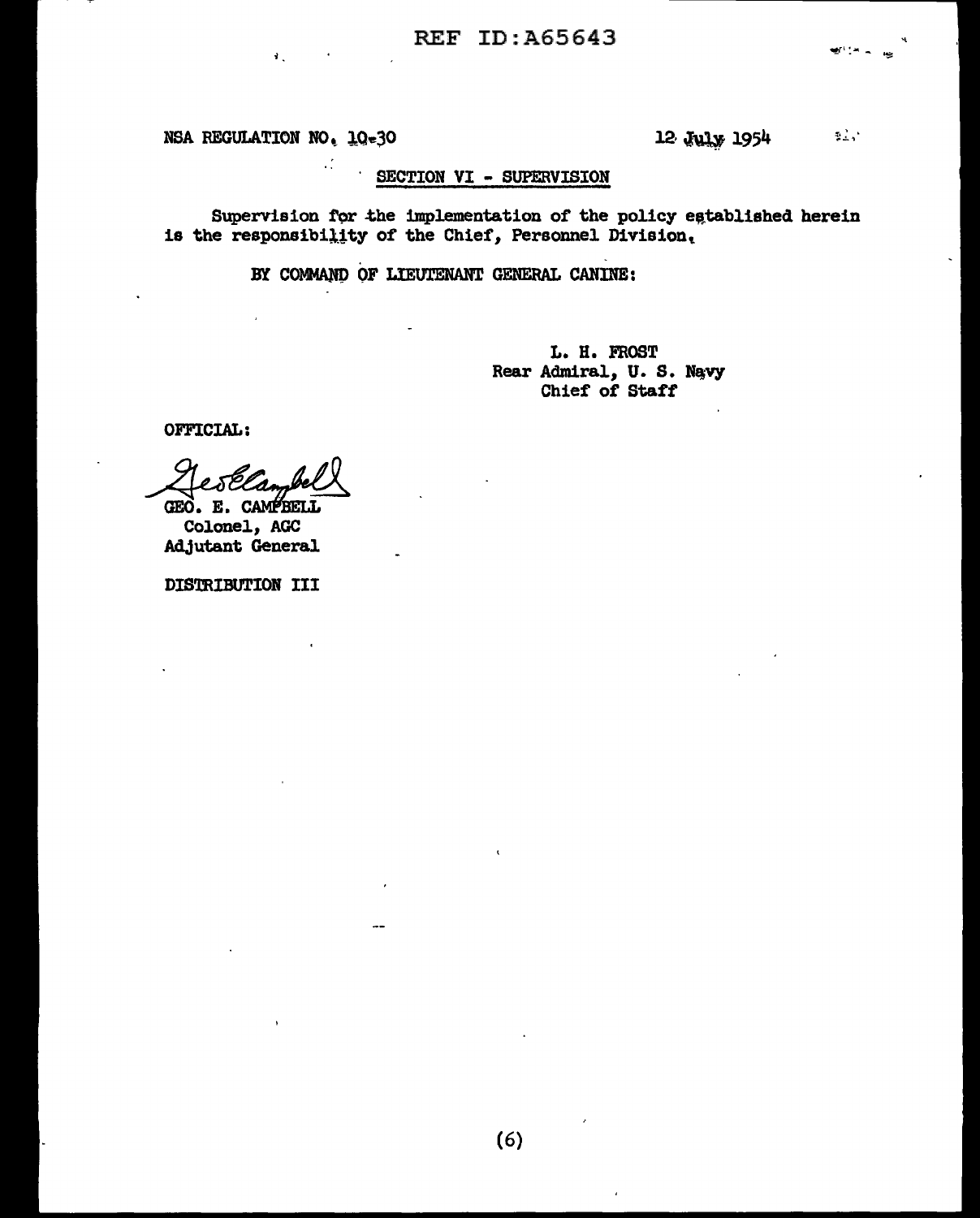NSA REGULATION NO. 10-30 12 July 1954

## SECTION VI - SUPERVISION

Supervision for the implementation of the policy established herein is the responsibility of the Chief, Personnel Division.

BY COMMAND OF LIEUTENANT GENERAL CANINE:

L. H. FROST
Rear Admiral, U. S. Navy
Chief of Staff

OFFICIAL:

Geo E. Campbell

GEO. E. CAMPBELL
Colonel, AGC
Adjutant General

DISTRIBUTION III